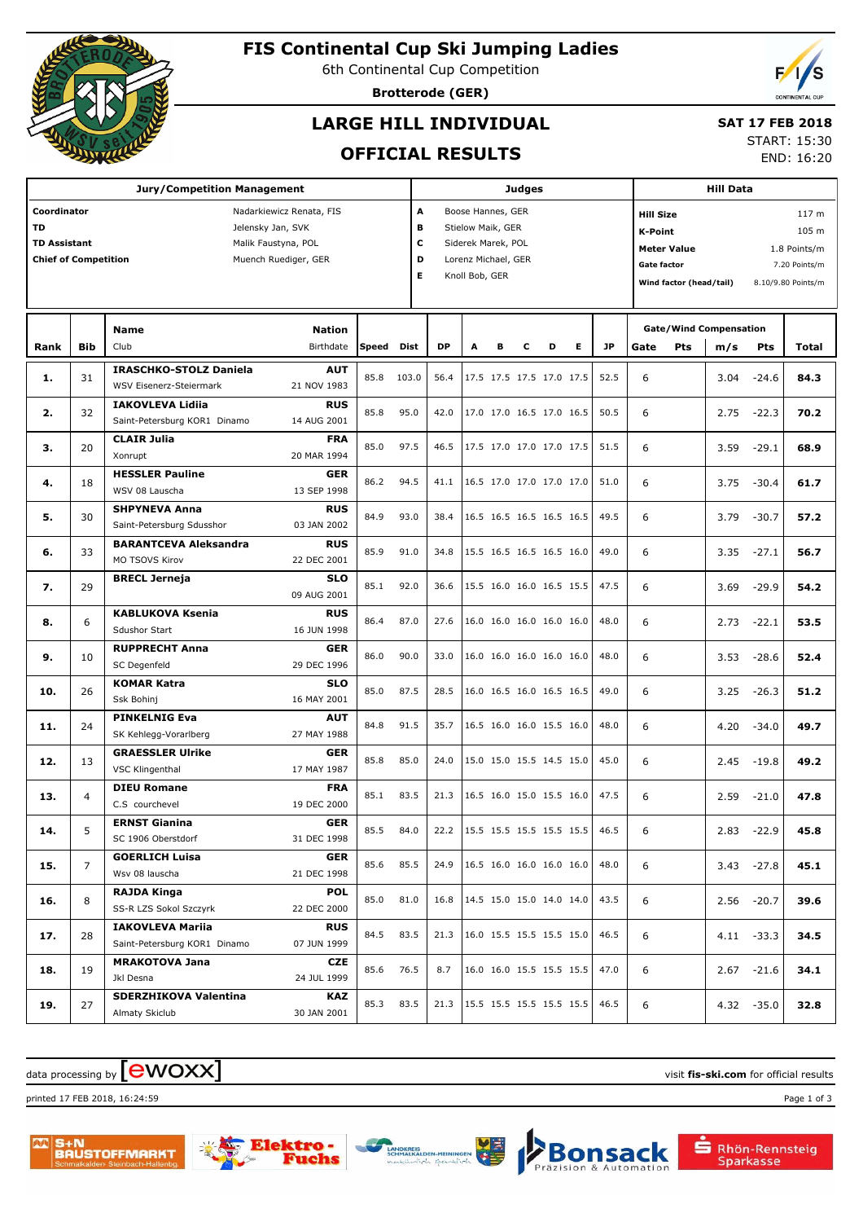# FIS Continental Cup Ski Jumping Ladies

6th Continental Cup Competition

**Brotterode (GER)**

## LARGE HILL INDIVIDUAL

## OFFICIAL RESULTS

**SAT 17 FEB 2018**

START: 15:30

END: 16:20

| Jury/Competition Management | |
|---|---|
| **Coordinator** | Nadarkiewicz Renata, FIS |
| **TD** | Jelensky Jan, SVK |
| **TD Assistant** | Malik Faustyna, POL |
| **Chief of Competition** | Muench Ruediger, GER |

| Judges | |
|---|---|
| **A** | Boose Hannes, GER |
| **B** | Stielow Maik, GER |
| **C** | Siderek Marek, POL |
| **D** | Lorenz Michael, GER |
| **E** | Knoll Bob, GER |

| Hill Data | |
|---|---|
| **Hill Size** | 117 m |
| **K-Point** | 105 m |
| **Meter Value** | 1.8 Points/m |
| **Gate factor** | 7.20 Points/m |
| **Wind factor (head/tail)** | 8.10/9.80 Points/m |

| Rank | Bib | Name / Club | Nation / Birthdate | Speed | Dist | DP | A | B | C | D | E | JP | Gate | Pts | m/s | Pts | Total |
|---|---|---|---|---|---|---|---|---|---|---|---|---|---|---|---|---|---|
| **1.** | 31 | **IRASCHKO-STOLZ Daniela**<br>WSV Eisenerz-Steiermark | **AUT**<br>21 NOV 1983 | 85.8 | 103.0 | 56.4 | 17.5 | 17.5 | 17.5 | 17.0 | 17.5 | 52.5 | 6 | | 3.04 | -24.6 | **84.3** |
| **2.** | 32 | **IAKOVLEVA Lidiia**<br>Saint-Petersburg KOR1 Dinamo | **RUS**<br>14 AUG 2001 | 85.8 | 95.0 | 42.0 | 17.0 | 17.0 | 16.5 | 17.0 | 16.5 | 50.5 | 6 | | 2.75 | -22.3 | **70.2** |
| **3.** | 20 | **CLAIR Julia**<br>Xonrupt | **FRA**<br>20 MAR 1994 | 85.0 | 97.5 | 46.5 | 17.5 | 17.0 | 17.0 | 17.0 | 17.5 | 51.5 | 6 | | 3.59 | -29.1 | **68.9** |
| **4.** | 18 | **HESSLER Pauline**<br>WSV 08 Lauscha | **GER**<br>13 SEP 1998 | 86.2 | 94.5 | 41.1 | 16.5 | 17.0 | 17.0 | 17.0 | 17.0 | 51.0 | 6 | | 3.75 | -30.4 | **61.7** |
| **5.** | 30 | **SHPYNEVA Anna**<br>Saint-Petersburg Sdusshor | **RUS**<br>03 JAN 2002 | 84.9 | 93.0 | 38.4 | 16.5 | 16.5 | 16.5 | 16.5 | 16.5 | 49.5 | 6 | | 3.79 | -30.7 | **57.2** |
| **6.** | 33 | **BARANTCEVA Aleksandra**<br>MO TSOVS Kirov | **RUS**<br>22 DEC 2001 | 85.9 | 91.0 | 34.8 | 15.5 | 16.5 | 16.5 | 16.5 | 16.0 | 49.0 | 6 | | 3.35 | -27.1 | **56.7** |
| **7.** | 29 | **BRECL Jerneja** | **SLO**<br>09 AUG 2001 | 85.1 | 92.0 | 36.6 | 15.5 | 16.0 | 16.0 | 16.5 | 15.5 | 47.5 | 6 | | 3.69 | -29.9 | **54.2** |
| **8.** | 6 | **KABLUKOVA Ksenia**<br>Sdushor Start | **RUS**<br>16 JUN 1998 | 86.4 | 87.0 | 27.6 | 16.0 | 16.0 | 16.0 | 16.0 | 16.0 | 48.0 | 6 | | 2.73 | -22.1 | **53.5** |
| **9.** | 10 | **RUPPRECHT Anna**<br>SC Degenfeld | **GER**<br>29 DEC 1996 | 86.0 | 90.0 | 33.0 | 16.0 | 16.0 | 16.0 | 16.0 | 16.0 | 48.0 | 6 | | 3.53 | -28.6 | **52.4** |
| **10.** | 26 | **KOMAR Katra**<br>Ssk Bohinj | **SLO**<br>16 MAY 2001 | 85.0 | 87.5 | 28.5 | 16.0 | 16.5 | 16.0 | 16.5 | 16.5 | 49.0 | 6 | | 3.25 | -26.3 | **51.2** |
| **11.** | 24 | **PINKELNIG Eva**<br>SK Kehlegg-Vorarlberg | **AUT**<br>27 MAY 1988 | 84.8 | 91.5 | 35.7 | 16.5 | 16.0 | 16.0 | 15.5 | 16.0 | 48.0 | 6 | | 4.20 | -34.0 | **49.7** |
| **12.** | 13 | **GRAESSLER Ulrike**<br>VSC Klingenthal | **GER**<br>17 MAY 1987 | 85.8 | 85.0 | 24.0 | 15.0 | 15.0 | 15.5 | 14.5 | 15.0 | 45.0 | 6 | | 2.45 | -19.8 | **49.2** |
| **13.** | 4 | **DIEU Romane**<br>C.S courchevel | **FRA**<br>19 DEC 2000 | 85.1 | 83.5 | 21.3 | 16.5 | 16.0 | 15.0 | 15.5 | 16.0 | 47.5 | 6 | | 2.59 | -21.0 | **47.8** |
| **14.** | 5 | **ERNST Gianina**<br>SC 1906 Oberstdorf | **GER**<br>31 DEC 1998 | 85.5 | 84.0 | 22.2 | 15.5 | 15.5 | 15.5 | 15.5 | 15.5 | 46.5 | 6 | | 2.83 | -22.9 | **45.8** |
| **15.** | 7 | **GOERLICH Luisa**<br>Wsv 08 lauscha | **GER**<br>21 DEC 1998 | 85.6 | 85.5 | 24.9 | 16.5 | 16.0 | 16.0 | 16.0 | 16.0 | 48.0 | 6 | | 3.43 | -27.8 | **45.1** |
| **16.** | 8 | **RAJDA Kinga**<br>SS-R LZS Sokol Szczyrk | **POL**<br>22 DEC 2000 | 85.0 | 81.0 | 16.8 | 14.5 | 15.0 | 15.0 | 14.0 | 14.0 | 43.5 | 6 | | 2.56 | -20.7 | **39.6** |
| **17.** | 28 | **IAKOVLEVA Mariia**<br>Saint-Petersburg KOR1 Dinamo | **RUS**<br>07 JUN 1999 | 84.5 | 83.5 | 21.3 | 16.0 | 15.5 | 15.5 | 15.5 | 15.0 | 46.5 | 6 | | 4.11 | -33.3 | **34.5** |
| **18.** | 19 | **MRAKOTOVA Jana**<br>Jkl Desna | **CZE**<br>24 JUL 1999 | 85.6 | 76.5 | 8.7 | 16.0 | 16.0 | 15.5 | 15.5 | 15.5 | 47.0 | 6 | | 2.67 | -21.6 | **34.1** |
| **19.** | 27 | **SDERZHIKOVA Valentina**<br>Almaty Skiclub | **KAZ**<br>30 JAN 2001 | 85.3 | 83.5 | 21.3 | 15.5 | 15.5 | 15.5 | 15.5 | 15.5 | 46.5 | 6 | | 4.32 | -35.0 | **32.8** |

data processing by ewoxx — visit **fis-ski.com** for official results

printed 17 FEB 2018, 16:24:59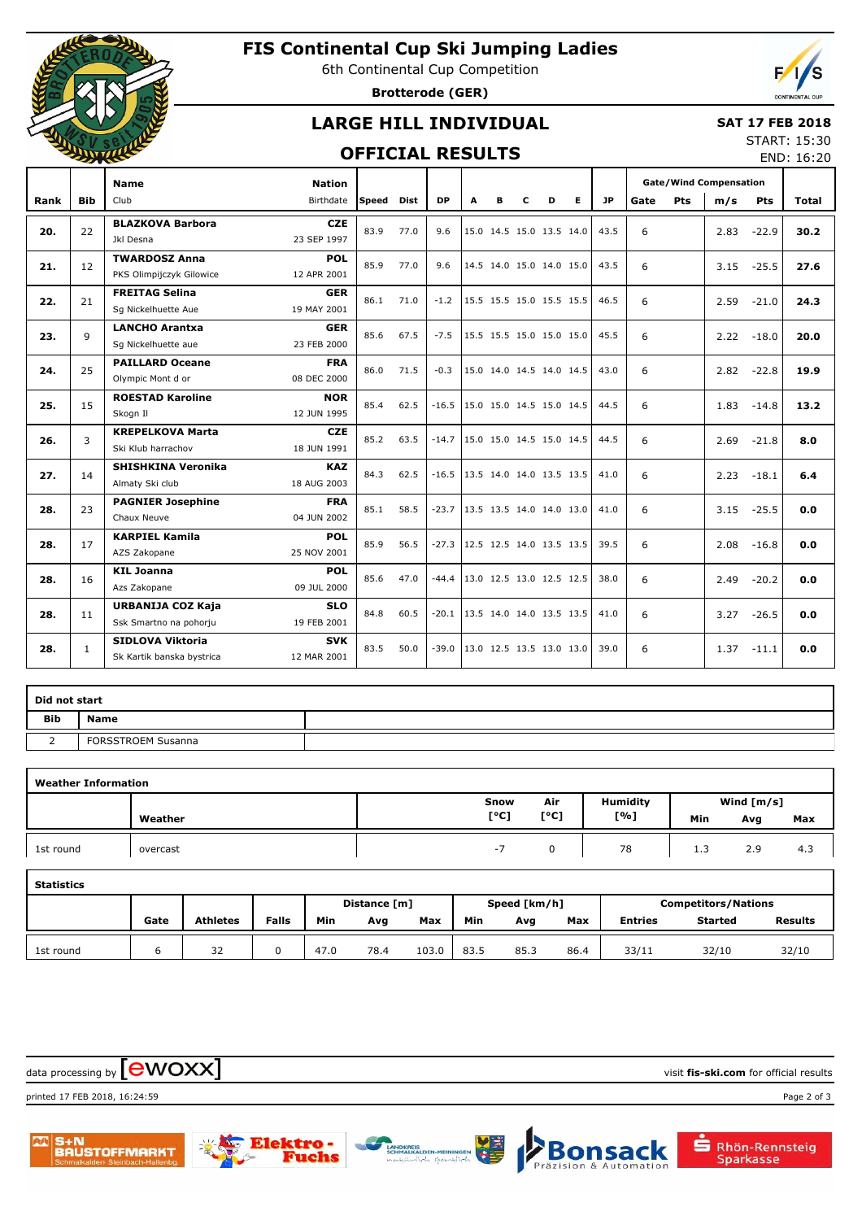# FIS Continental Cup Ski Jumping Ladies

6th Continental Cup Competition

**Brotterode (GER)**

## LARGE HILL INDIVIDUAL

## OFFICIAL RESULTS

**SAT 17 FEB 2018**

START: 15:30

END: 16:20

| Rank | Bib | Name / Club | Nation / Birthdate | Speed | Dist | DP | A | B | C | D | E | JP | Gate | Pts | m/s | Pts | Total |
|---|---|---|---|---|---|---|---|---|---|---|---|---|---|---|---|---|---|
| **20.** | 22 | **BLAZKOVA Barbora** / Jkl Desna | **CZE** / 23 SEP 1997 | 83.9 | 77.0 | 9.6 | 15.0 | 14.5 | 15.0 | 13.5 | 14.0 | 43.5 | 6 | | 2.83 | -22.9 | **30.2** |
| **21.** | 12 | **TWARDOSZ Anna** / PKS Olimpijczyk Gilowice | **POL** / 12 APR 2001 | 85.9 | 77.0 | 9.6 | 14.5 | 14.0 | 15.0 | 14.0 | 15.0 | 43.5 | 6 | | 3.15 | -25.5 | **27.6** |
| **22.** | 21 | **FREITAG Selina** / Sg Nickelhuette Aue | **GER** / 19 MAY 2001 | 86.1 | 71.0 | -1.2 | 15.5 | 15.5 | 15.0 | 15.5 | 15.5 | 46.5 | 6 | | 2.59 | -21.0 | **24.3** |
| **23.** | 9 | **LANCHO Arantxa** / Sg Nickelhuette aue | **GER** / 23 FEB 2000 | 85.6 | 67.5 | -7.5 | 15.5 | 15.5 | 15.0 | 15.0 | 15.0 | 45.5 | 6 | | 2.22 | -18.0 | **20.0** |
| **24.** | 25 | **PAILLARD Oceane** / Olympic Mont d or | **FRA** / 08 DEC 2000 | 86.0 | 71.5 | -0.3 | 15.0 | 14.0 | 14.5 | 14.0 | 14.5 | 43.0 | 6 | | 2.82 | -22.8 | **19.9** |
| **25.** | 15 | **ROESTAD Karoline** / Skogn Il | **NOR** / 12 JUN 1995 | 85.4 | 62.5 | -16.5 | 15.0 | 15.0 | 14.5 | 15.0 | 14.5 | 44.5 | 6 | | 1.83 | -14.8 | **13.2** |
| **26.** | 3 | **KREPELKOVA Marta** / Ski Klub harrachov | **CZE** / 18 JUN 1991 | 85.2 | 63.5 | -14.7 | 15.0 | 15.0 | 14.5 | 15.0 | 14.5 | 44.5 | 6 | | 2.69 | -21.8 | **8.0** |
| **27.** | 14 | **SHISHKINA Veronika** / Almaty Ski club | **KAZ** / 18 AUG 2003 | 84.3 | 62.5 | -16.5 | 13.5 | 14.0 | 14.0 | 13.5 | 13.5 | 41.0 | 6 | | 2.23 | -18.1 | **6.4** |
| **28.** | 23 | **PAGNIER Josephine** / Chaux Neuve | **FRA** / 04 JUN 2002 | 85.1 | 58.5 | -23.7 | 13.5 | 13.5 | 14.0 | 14.0 | 13.0 | 41.0 | 6 | | 3.15 | -25.5 | **0.0** |
| **28.** | 17 | **KARPIEL Kamila** / AZS Zakopane | **POL** / 25 NOV 2001 | 85.9 | 56.5 | -27.3 | 12.5 | 12.5 | 14.0 | 13.5 | 13.5 | 39.5 | 6 | | 2.08 | -16.8 | **0.0** |
| **28.** | 16 | **KIL Joanna** / Azs Zakopane | **POL** / 09 JUL 2000 | 85.6 | 47.0 | -44.4 | 13.0 | 12.5 | 13.0 | 12.5 | 12.5 | 38.0 | 6 | | 2.49 | -20.2 | **0.0** |
| **28.** | 11 | **URBANIJA COZ Kaja** / Ssk Smartno na pohorju | **SLO** / 19 FEB 2001 | 84.8 | 60.5 | -20.1 | 13.5 | 14.0 | 14.0 | 13.5 | 13.5 | 41.0 | 6 | | 3.27 | -26.5 | **0.0** |
| **28.** | 1 | **SIDLOVA Viktoria** / Sk Kartik banska bystrica | **SVK** / 12 MAR 2001 | 83.5 | 50.0 | -39.0 | 13.0 | 12.5 | 13.5 | 13.0 | 13.0 | 39.0 | 6 | | 1.37 | -11.1 | **0.0** |

Gate/Wind Compensation: Gate, Pts, m/s, Pts

### Did not start

| Bib | Name |
|---|---|
| 2 | FORSSTROEM Susanna |

### Weather Information

| | Weather | Snow [°C] | Air [°C] | Humidity [%] | Wind [m/s] Min | Avg | Max |
|---|---|---|---|---|---|---|---|
| 1st round | overcast | -7 | 0 | 78 | 1.3 | 2.9 | 4.3 |

### Statistics

| | Gate | Athletes | Falls | Distance [m] Min | Avg | Max | Speed [km/h] Min | Avg | Max | Competitors/Nations Entries | Started | Results |
|---|---|---|---|---|---|---|---|---|---|---|---|---|
| 1st round | 6 | 32 | 0 | 47.0 | 78.4 | 103.0 | 83.5 | 85.3 | 86.4 | 33/11 | 32/10 | 32/10 |

data processing by ewoxx — visit **fis-ski.com** for official results

printed 17 FEB 2018, 16:24:59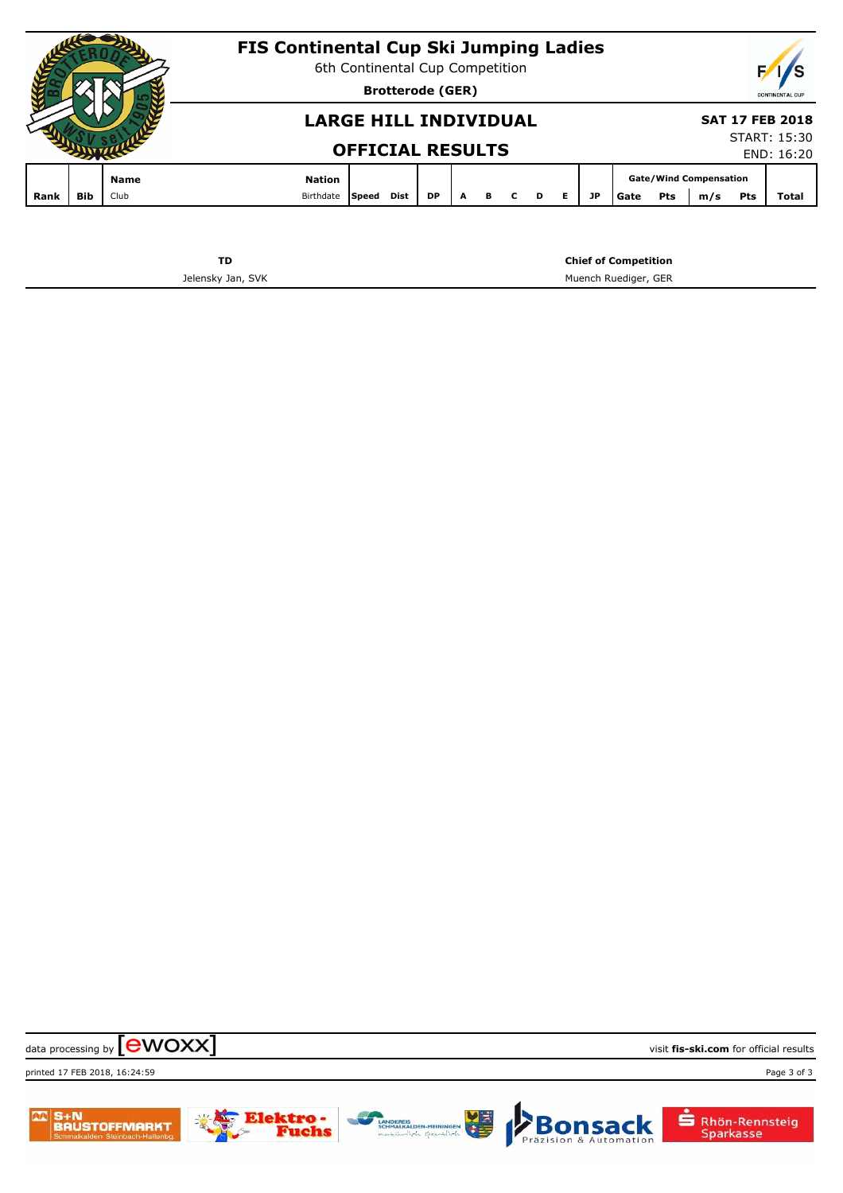# FIS Continental Cup Ski Jumping Ladies

6th Continental Cup Competition

**Brotterode (GER)**

## LARGE HILL INDIVIDUAL

## OFFICIAL RESULTS

**SAT 17 FEB 2018**

START: 15:30

END: 16:20

| Rank | Bib | Name / Club | Nation / Birthdate | Speed | Dist | DP | A | B | C | D | E | JP | Gate/Wind Compensation: Gate | Pts | m/s | Pts | Total |
|---|---|---|---|---|---|---|---|---|---|---|---|---|---|---|---|---|---|

| TD | Chief of Competition |
|---|---|
| Jelensky Jan, SVK | Muench Ruediger, GER |

data processing by [ewoxx]

visit **fis-ski.com** for official results

printed 17 FEB 2018, 16:24:59